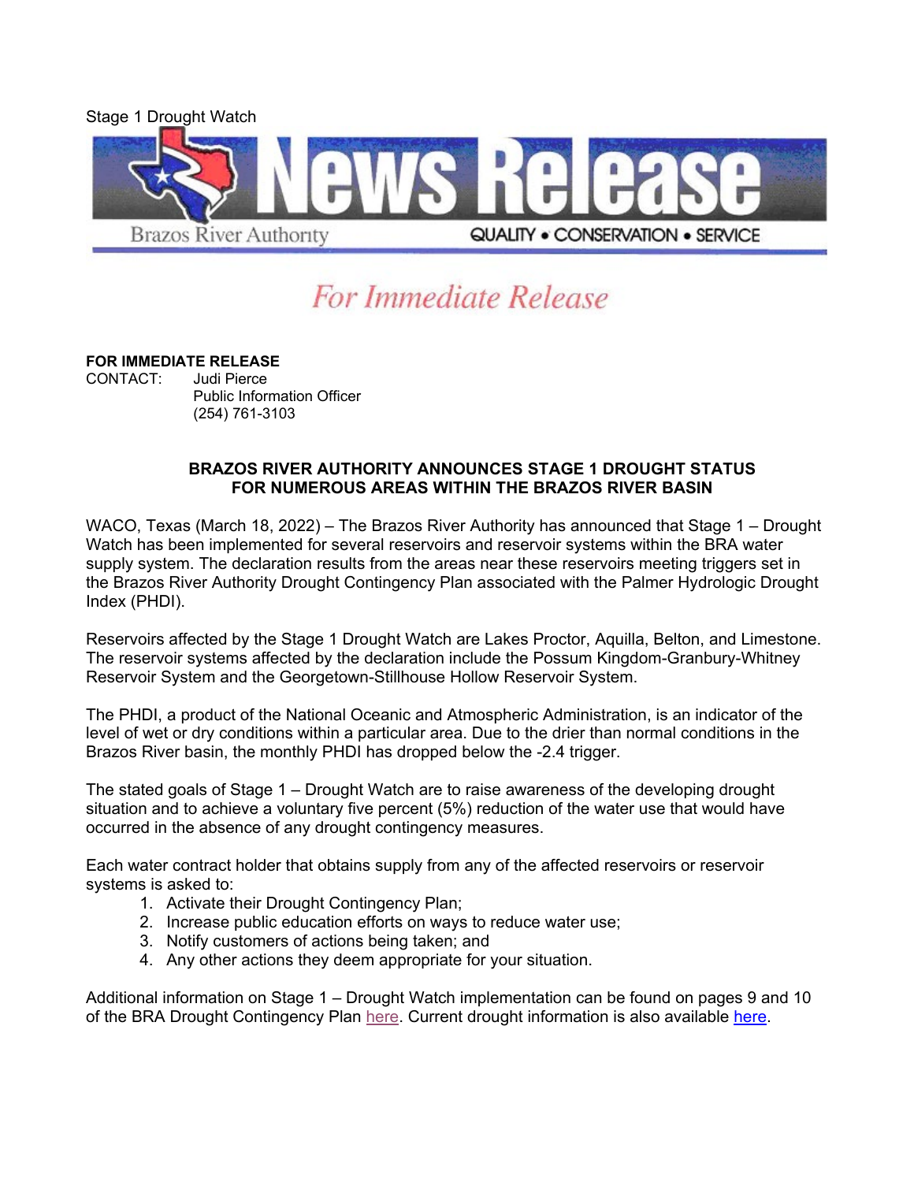Stage 1 Drought Watch

News Release

Brazos River Authority

QUALITY • CONSERVATION • SERVICE

*For Immediate Release*

**FOR IMMEDIATE RELEASE**
CONTACT: Judi Pierce
Public Information Officer
(254) 761-3103

## BRAZOS RIVER AUTHORITY ANNOUNCES STAGE 1 DROUGHT STATUS FOR NUMEROUS AREAS WITHIN THE BRAZOS RIVER BASIN

WACO, Texas (March 18, 2022) – The Brazos River Authority has announced that Stage 1 – Drought Watch has been implemented for several reservoirs and reservoir systems within the BRA water supply system. The declaration results from the areas near these reservoirs meeting triggers set in the Brazos River Authority Drought Contingency Plan associated with the Palmer Hydrologic Drought Index (PHDI).

Reservoirs affected by the Stage 1 Drought Watch are Lakes Proctor, Aquilla, Belton, and Limestone. The reservoir systems affected by the declaration include the Possum Kingdom-Granbury-Whitney Reservoir System and the Georgetown-Stillhouse Hollow Reservoir System.

The PHDI, a product of the National Oceanic and Atmospheric Administration, is an indicator of the level of wet or dry conditions within a particular area. Due to the drier than normal conditions in the Brazos River basin, the monthly PHDI has dropped below the -2.4 trigger.

The stated goals of Stage 1 – Drought Watch are to raise awareness of the developing drought situation and to achieve a voluntary five percent (5%) reduction of the water use that would have occurred in the absence of any drought contingency measures.

Each water contract holder that obtains supply from any of the affected reservoirs or reservoir systems is asked to:

1. Activate their Drought Contingency Plan;
2. Increase public education efforts on ways to reduce water use;
3. Notify customers of actions being taken; and
4. Any other actions they deem appropriate for your situation.

Additional information on Stage 1 – Drought Watch implementation can be found on pages 9 and 10 of the BRA Drought Contingency Plan here. Current drought information is also available here.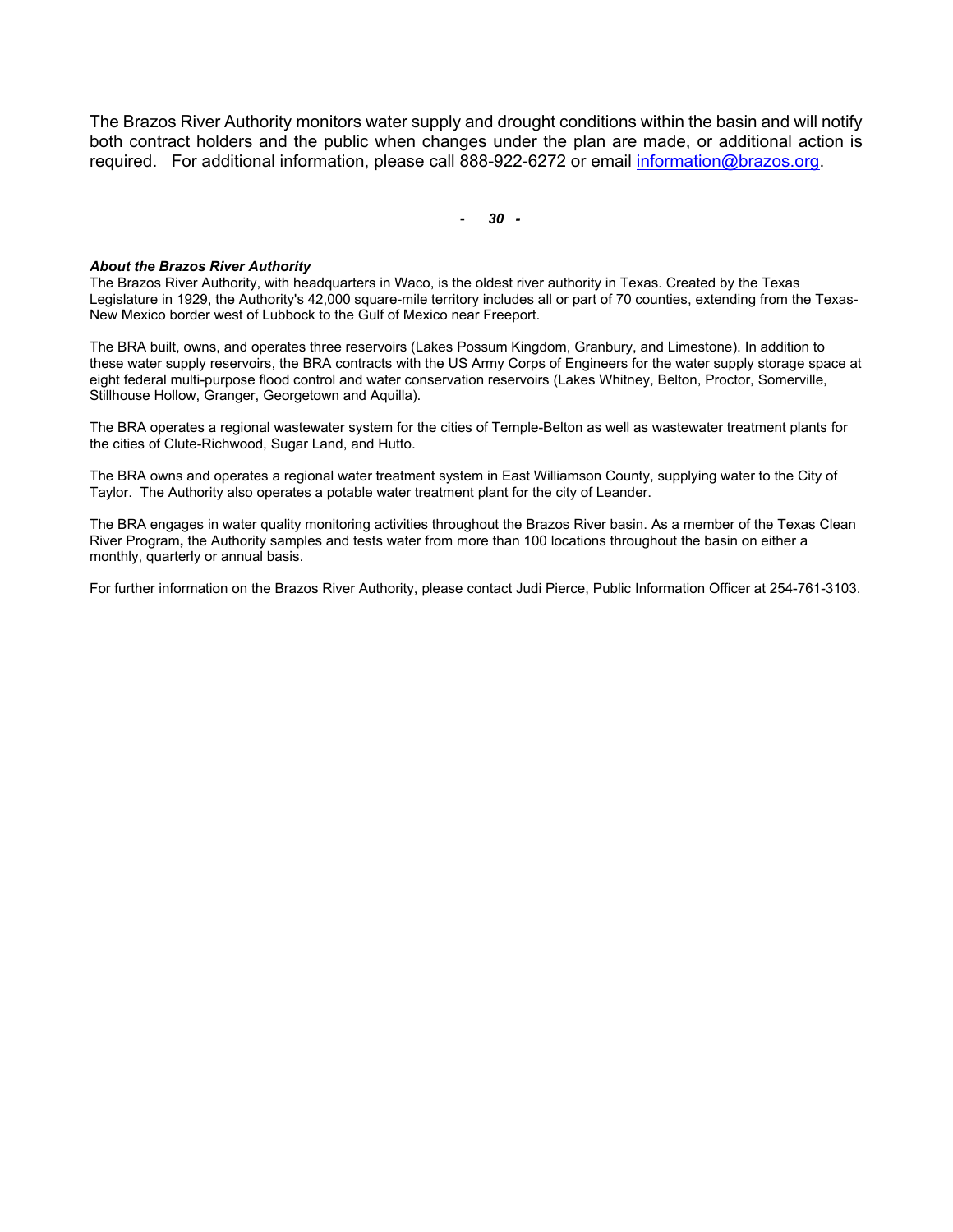The Brazos River Authority monitors water supply and drought conditions within the basin and will notify both contract holders and the public when changes under the plan are made, or additional action is required. For additional information, please call 888-922-6272 or email [information@brazos.org](mailto:information@brazos.org).

- ***30*** ***-***

***About the Brazos River Authority***

The Brazos River Authority, with headquarters in Waco, is the oldest river authority in Texas. Created by the Texas Legislature in 1929, the Authority's 42,000 square-mile territory includes all or part of 70 counties, extending from the Texas-New Mexico border west of Lubbock to the Gulf of Mexico near Freeport.

The BRA built, owns, and operates three reservoirs (Lakes Possum Kingdom, Granbury, and Limestone). In addition to these water supply reservoirs, the BRA contracts with the US Army Corps of Engineers for the water supply storage space at eight federal multi-purpose flood control and water conservation reservoirs (Lakes Whitney, Belton, Proctor, Somerville, Stillhouse Hollow, Granger, Georgetown and Aquilla).

The BRA operates a regional wastewater system for the cities of Temple-Belton as well as wastewater treatment plants for the cities of Clute-Richwood, Sugar Land, and Hutto.

The BRA owns and operates a regional water treatment system in East Williamson County, supplying water to the City of Taylor. The Authority also operates a potable water treatment plant for the city of Leander.

The BRA engages in water quality monitoring activities throughout the Brazos River basin. As a member of the Texas Clean River Program**,** the Authority samples and tests water from more than 100 locations throughout the basin on either a monthly, quarterly or annual basis.

For further information on the Brazos River Authority, please contact Judi Pierce, Public Information Officer at 254-761-3103.